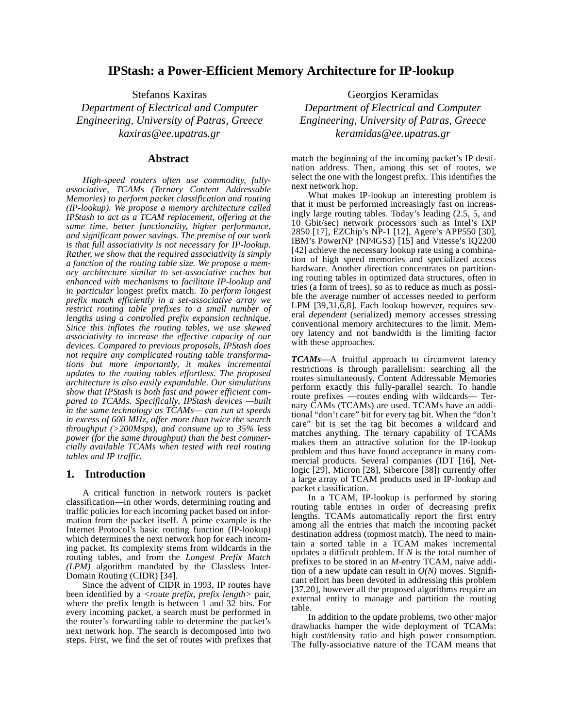# IPStash: a Power-Efficient Memory Architecture for IP-lookup

Stefanos Kaxiras
*Department of Electrical and Computer Engineering, University of Patras, Greece*
*kaxiras@ee.upatras.gr*

Georgios Keramidas
*Department of Electrical and Computer Engineering, University of Patras, Greece*
*keramidas@ee.upatras.gr*

## Abstract

*High-speed routers often use commodity, fully-associative, TCAMs (Ternary Content Addressable Memories) to perform packet classification and routing (IP-lookup). We propose a memory architecture called IPStash to act as a TCAM replacement, offering at the same time, better functionality, higher performance, and significant power savings. The premise of our work is that full associativity is not necessary for IP-lookup. Rather, we show that the required associativity is simply a function of the routing table size. We propose a memory architecture similar to set-associative caches but enhanced with mechanisms to facilitate IP-lookup and in particular* longest prefix match. *To perform longest prefix match efficiently in a set-associative array we restrict routing table prefixes to a small number of lengths using a controlled prefix expansion technique. Since this inflates the routing tables, we use skewed associativity to increase the effective capacity of our devices. Compared to previous proposals, IPStash does not require any complicated routing table transformations but more importantly, it makes incremental updates to the routing tables effortless. The proposed architecture is also easily expandable. Our simulations show that IPStash is both fast and power efficient compared to TCAMs. Specifically, IPStash devices —built in the same technology as TCAMs— can run at speeds in excess of 600 MHz, offer more than twice the search throughput (>200Msps), and consume up to 35% less power (for the same throughput) than the best commercially available TCAMs when tested with real routing tables and IP traffic.*

## 1. Introduction

A critical function in network routers is packet classification—in other words, determining routing and traffic policies for each incoming packet based on information from the packet itself. A prime example is the Internet Protocol's basic routing function (IP-lookup) which determines the next network hop for each incoming packet. Its complexity stems from wildcards in the routing tables, and from the *Longest Prefix Match (LPM)* algorithm mandated by the Classless Inter-Domain Routing (CIDR) [34].

Since the advent of CIDR in 1993, IP routes have been identified by a *<route prefix, prefix length>* pair, where the prefix length is between 1 and 32 bits. For every incoming packet, a search must be performed in the router's forwarding table to determine the packet's next network hop. The search is decomposed into two steps. First, we find the set of routes with prefixes that match the beginning of the incoming packet's IP destination address. Then, among this set of routes, we select the one with the longest prefix. This identifies the next network hop.

What makes IP-lookup an interesting problem is that it must be performed increasingly fast on increasingly large routing tables. Today's leading (2.5, 5, and 10 Gbit/sec) network processors such as Intel's IXP 2850 [17], EZChip's NP-1 [12], Agere's APP550 [30], IBM's PowerNP (NP4GS3) [15] and Vitesse's IQ2200 [42] achieve the necessary lookup rate using a combination of high speed memories and specialized access hardware. Another direction concentrates on partitioning routing tables in optimized data structures, often in tries (a form of trees), so as to reduce as much as possible the average number of accesses needed to perform LPM [39,31,6,8]. Each lookup however, requires several *dependent* (serialized) memory accesses stressing conventional memory architectures to the limit. Memory latency and not bandwidth is the limiting factor with these approaches.

***TCAMs—***A fruitful approach to circumvent latency restrictions is through parallelism: searching all the routes simultaneously. Content Addressable Memories perform exactly this fully-parallel search. To handle route prefixes —routes ending with wildcards— Ternary CAMs (TCAMs) are used. TCAMs have an additional "don't care" bit for every tag bit. When the "don't care" bit is set the tag bit becomes a wildcard and matches anything. The ternary capability of TCAMs makes them an attractive solution for the IP-lookup problem and thus have found acceptance in many commercial products. Several companies (IDT [16], Netlogic [29], Micron [28], Sibercore [38]) currently offer a large array of TCAM products used in IP-lookup and packet classification.

In a TCAM, IP-lookup is performed by storing routing table entries in order of decreasing prefix lengths. TCAMs automatically report the first entry among all the entries that match the incoming packet destination address (topmost match). The need to maintain a sorted table in a TCAM makes incremental updates a difficult problem. If $N$ is the total number of prefixes to be stored in an $M$-entry TCAM, naive addition of a new update can result in $O(N)$ moves. Significant effort has been devoted in addressing this problem [37,20], however all the proposed algorithms require an external entity to manage and partition the routing table.

In addition to the update problems, two other major drawbacks hamper the wide deployment of TCAMs: high cost/density ratio and high power consumption. The fully-associative nature of the TCAM means that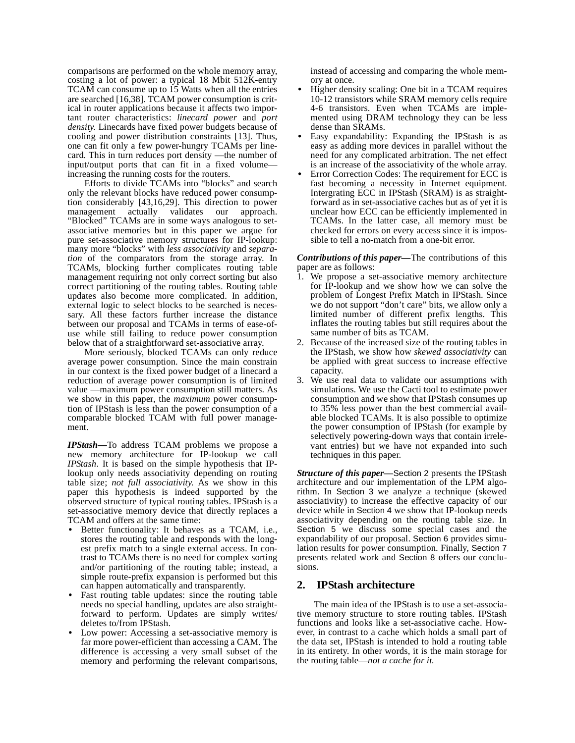comparisons are performed on the whole memory array, costing a lot of power: a typical 18 Mbit 512K-entry TCAM can consume up to 15 Watts when all the entries are searched [16,38]. TCAM power consumption is critical in router applications because it affects two important router characteristics: *linecard power* and *port density*. Linecards have fixed power budgets because of cooling and power distribution constraints [13]. Thus, one can fit only a few power-hungry TCAMs per linecard. This in turn reduces port density —the number of input/output ports that can fit in a fixed volume— increasing the running costs for the routers.

Efforts to divide TCAMs into "blocks" and search only the relevant blocks have reduced power consumption considerably [43,16,29]. This direction to power management actually validates our approach. "Blocked" TCAMs are in some ways analogous to set-associative memories but in this paper we argue for pure set-associative memory structures for IP-lookup: many more "blocks" with *less associativity* and *separation* of the comparators from the storage array. In TCAMs, blocking further complicates routing table management requiring not only correct sorting but also correct partitioning of the routing tables. Routing table updates also become more complicated. In addition, external logic to select blocks to be searched is necessary. All these factors further increase the distance between our proposal and TCAMs in terms of ease-of-use while still failing to reduce power consumption below that of a straightforward set-associative array.

More seriously, blocked TCAMs can only reduce average power consumption. Since the main constrain in our context is the fixed power budget of a linecard a reduction of average power consumption is of limited value —maximum power consumption still matters. As we show in this paper, the *maximum* power consumption of IPStash is less than the power consumption of a comparable blocked TCAM with full power management.

***IPStash—***To address TCAM problems we propose a new memory architecture for IP-lookup we call *IPStash*. It is based on the simple hypothesis that IP-lookup only needs associativity depending on routing table size; *not full associativity*. As we show in this paper this hypothesis is indeed supported by the observed structure of typical routing tables. IPStash is a set-associative memory device that directly replaces a TCAM and offers at the same time:

- Better functionality: It behaves as a TCAM, i.e., stores the routing table and responds with the longest prefix match to a single external access. In contrast to TCAMs there is no need for complex sorting and/or partitioning of the routing table; instead, a simple route-prefix expansion is performed but this can happen automatically and transparently.
- Fast routing table updates: since the routing table needs no special handling, updates are also straightforward to perform. Updates are simply writes/deletes to/from IPStash.
- Low power: Accessing a set-associative memory is far more power-efficient than accessing a CAM. The difference is accessing a very small subset of the memory and performing the relevant comparisons, instead of accessing and comparing the whole memory at once.
- Higher density scaling: One bit in a TCAM requires 10-12 transistors while SRAM memory cells require 4-6 transistors. Even when TCAMs are implemented using DRAM technology they can be less dense than SRAMs.
- Easy expandability: Expanding the IPStash is as easy as adding more devices in parallel without the need for any complicated arbitration. The net effect is an increase of the associativity of the whole array.
- Error Correction Codes: The requirement for ECC is fast becoming a necessity in Internet equipment. Intergrating ECC in IPStash (SRAM) is as straightforward as in set-associative caches but as of yet it is unclear how ECC can be efficiently implemented in TCAMs. In the latter case, all memory must be checked for errors on every access since it is impossible to tell a no-match from a one-bit error.

***Contributions of this paper—***The contributions of this paper are as follows:

1. We propose a set-associative memory architecture for IP-lookup and we show how we can solve the problem of Longest Prefix Match in IPStash. Since we do not support "don't care" bits, we allow only a limited number of different prefix lengths. This inflates the routing tables but still requires about the same number of bits as TCAM.
2. Because of the increased size of the routing tables in the IPStash, we show how *skewed associativity* can be applied with great success to increase effective capacity.
3. We use real data to validate our assumptions with simulations. We use the Cacti tool to estimate power consumption and we show that IPStash consumes up to 35% less power than the best commercial available blocked TCAMs. It is also possible to optimize the power consumption of IPStash (for example by selectively powering-down ways that contain irrelevant entries) but we have not expanded into such techniques in this paper.

***Structure of this paper—***Section 2 presents the IPStash architecture and our implementation of the LPM algorithm. In Section 3 we analyze a technique (skewed associativity) to increase the effective capacity of our device while in Section 4 we show that IP-lookup needs associativity depending on the routing table size. In Section 5 we discuss some special cases and the expandability of our proposal. Section 6 provides simulation results for power consumption. Finally, Section 7 presents related work and Section 8 offers our conclusions.

## 2. IPStash architecture

The main idea of the IPStash is to use a set-associative memory structure to store routing tables. IPStash functions and looks like a set-associative cache. However, in contrast to a cache which holds a small part of the data set, IPStash is intended to hold a routing table in its entirety. In other words, it is the main storage for the routing table—*not a cache for it.*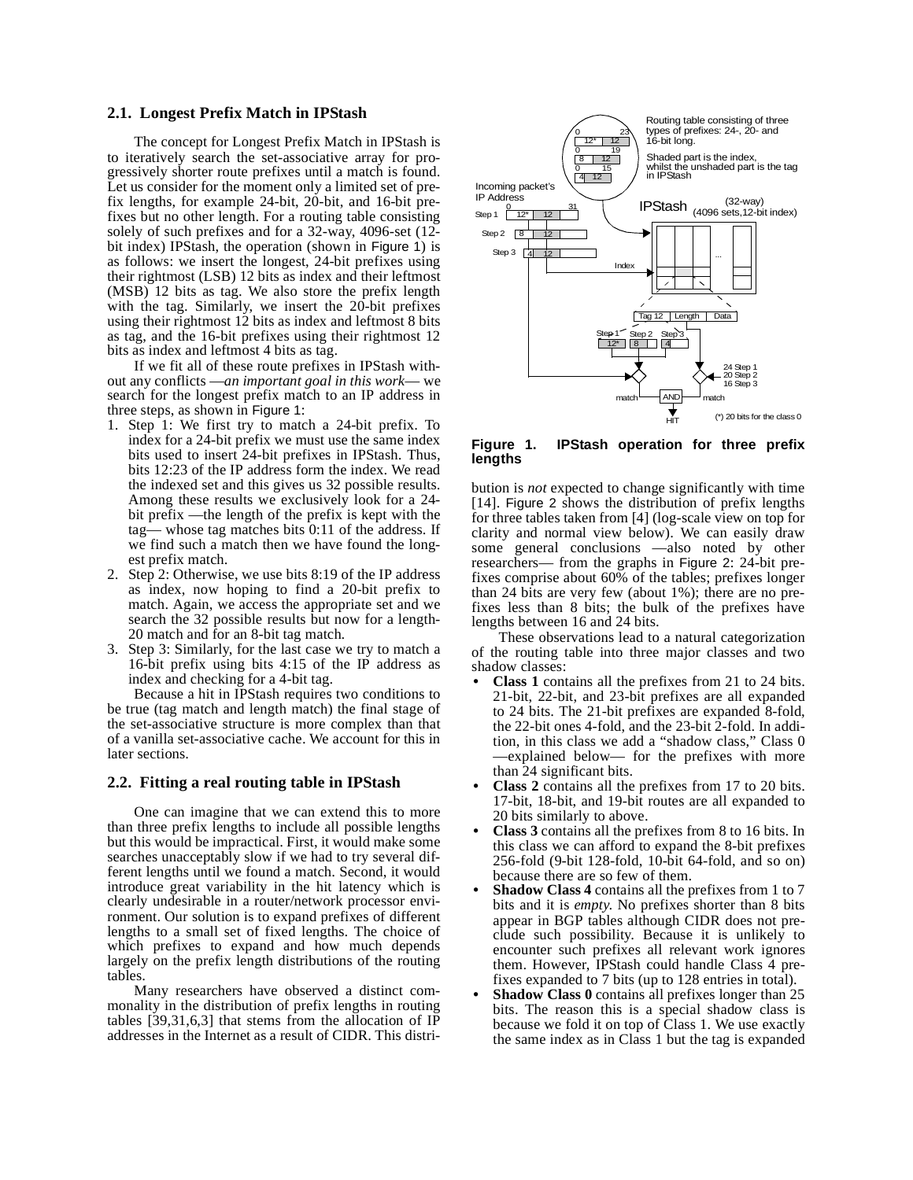### 2.1. Longest Prefix Match in IPStash

The concept for Longest Prefix Match in IPStash is to iteratively search the set-associative array for progressively shorter route prefixes until a match is found. Let us consider for the moment only a limited set of prefix lengths, for example 24-bit, 20-bit, and 16-bit prefixes but no other length. For a routing table consisting solely of such prefixes and for a 32-way, 4096-set (12-bit index) IPStash, the operation (shown in Figure 1) is as follows: we insert the longest, 24-bit prefixes using their rightmost (LSB) 12 bits as index and their leftmost (MSB) 12 bits as tag. We also store the prefix length with the tag. Similarly, we insert the 20-bit prefixes using their rightmost 12 bits as index and leftmost 8 bits as tag, and the 16-bit prefixes using their rightmost 12 bits as index and leftmost 4 bits as tag.

If we fit all of these route prefixes in IPStash without any conflicts —*an important goal in this work*— we search for the longest prefix match to an IP address in three steps, as shown in Figure 1:

1. Step 1: We first try to match a 24-bit prefix. To index for a 24-bit prefix we must use the same index bits used to insert 24-bit prefixes in IPStash. Thus, bits 12:23 of the IP address form the index. We read the indexed set and this gives us 32 possible results. Among these results we exclusively look for a 24-bit prefix —the length of the prefix is kept with the tag— whose tag matches bits 0:11 of the address. If we find such a match then we have found the longest prefix match.
2. Step 2: Otherwise, we use bits 8:19 of the IP address as index, now hoping to find a 20-bit prefix to match. Again, we access the appropriate set and we search the 32 possible results but now for a length-20 match and for an 8-bit tag match.
3. Step 3: Similarly, for the last case we try to match a 16-bit prefix using bits 4:15 of the IP address as index and checking for a 4-bit tag.

Because a hit in IPStash requires two conditions to be true (tag match and length match) the final stage of the set-associative structure is more complex than that of a vanilla set-associative cache. We account for this in later sections.

### 2.2. Fitting a real routing table in IPStash

One can imagine that we can extend this to more than three prefix lengths to include all possible lengths but this would be impractical. First, it would make some searches unacceptably slow if we had to try several different lengths until we found a match. Second, it would introduce great variability in the hit latency which is clearly undesirable in a router/network processor environment. Our solution is to expand prefixes of different lengths to a small set of fixed lengths. The choice of which prefixes to expand and how much depends largely on the prefix length distributions of the routing tables.

Many researchers have observed a distinct commonality in the distribution of prefix lengths in routing tables [39,31,6,3] that stems from the allocation of IP addresses in the Internet as a result of CIDR. This distribution is *not* expected to change significantly with time [14]. Figure 2 shows the distribution of prefix lengths for three tables taken from [4] (log-scale view on top for clarity and normal view below). We can easily draw some general conclusions —also noted by other researchers— from the graphs in Figure 2: 24-bit prefixes comprise about 60% of the tables; prefixes longer than 24 bits are very few (about 1%); there are no prefixes less than 8 bits; the bulk of the prefixes have lengths between 16 and 24 bits.

**Figure 1. IPStash operation for three prefix lengths**

These observations lead to a natural categorization of the routing table into three major classes and two shadow classes:

- **Class 1** contains all the prefixes from 21 to 24 bits. 21-bit, 22-bit, and 23-bit prefixes are all expanded to 24 bits. The 21-bit prefixes are expanded 8-fold, the 22-bit ones 4-fold, and the 23-bit 2-fold. In addition, in this class we add a "shadow class," Class 0 —explained below— for the prefixes with more than 24 significant bits.
- **Class 2** contains all the prefixes from 17 to 20 bits. 17-bit, 18-bit, and 19-bit routes are all expanded to 20 bits similarly to above.
- **Class 3** contains all the prefixes from 8 to 16 bits. In this class we can afford to expand the 8-bit prefixes 256-fold (9-bit 128-fold, 10-bit 64-fold, and so on) because there are so few of them.
- **Shadow Class 4** contains all the prefixes from 1 to 7 bits and it is *empty*. No prefixes shorter than 8 bits appear in BGP tables although CIDR does not preclude such possibility. Because it is unlikely to encounter such prefixes all relevant work ignores them. However, IPStash could handle Class 4 prefixes expanded to 7 bits (up to 128 entries in total).
- **Shadow Class 0** contains all prefixes longer than 25 bits. The reason this is a special shadow class is because we fold it on top of Class 1. We use exactly the same index as in Class 1 but the tag is expanded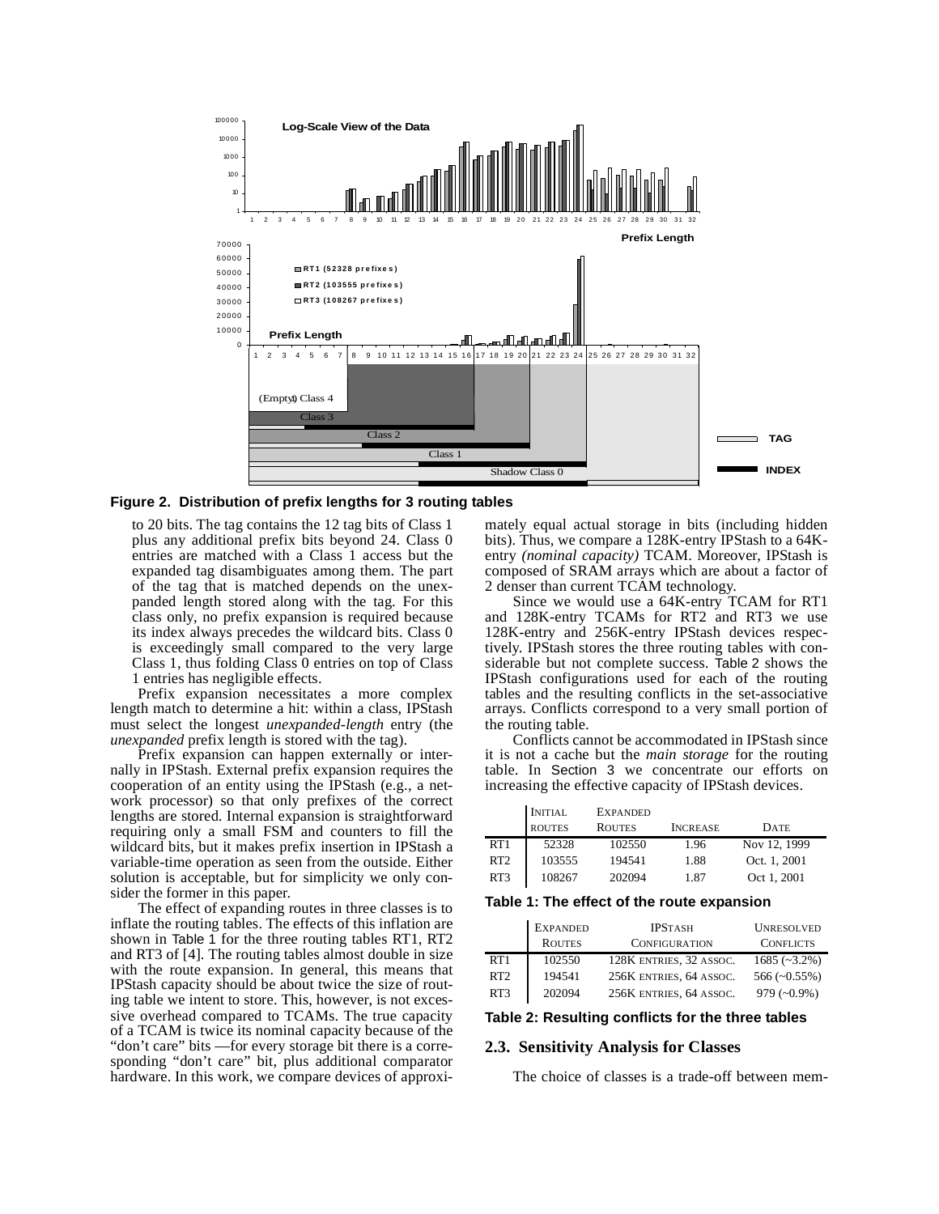**Figure 2. Distribution of prefix lengths for 3 routing tables**

to 20 bits. The tag contains the 12 tag bits of Class 1 plus any additional prefix bits beyond 24. Class 0 entries are matched with a Class 1 access but the expanded tag disambiguates among them. The part of the tag that is matched depends on the unexpanded length stored along with the tag. For this class only, no prefix expansion is required because its index always precedes the wildcard bits. Class 0 is exceedingly small compared to the very large Class 1, thus folding Class 0 entries on top of Class 1 entries has negligible effects.

Prefix expansion necessitates a more complex length match to determine a hit: within a class, IPStash must select the longest *unexpanded-length* entry (the *unexpanded* prefix length is stored with the tag).

Prefix expansion can happen externally or internally in IPStash. External prefix expansion requires the cooperation of an entity using the IPStash (e.g., a network processor) so that only prefixes of the correct lengths are stored. Internal expansion is straightforward requiring only a small FSM and counters to fill the wildcard bits, but it makes prefix insertion in IPStash a variable-time operation as seen from the outside. Either solution is acceptable, but for simplicity we only consider the former in this paper.

The effect of expanding routes in three classes is to inflate the routing tables. The effects of this inflation are shown in Table 1 for the three routing tables RT1, RT2 and RT3 of [4]. The routing tables almost double in size with the route expansion. In general, this means that IPStash capacity should be about twice the size of routing table we intent to store. This, however, is not excessive overhead compared to TCAMs. The true capacity of a TCAM is twice its nominal capacity because of the "don't care" bits —for every storage bit there is a corresponding "don't care" bit, plus additional comparator hardware. In this work, we compare devices of approximately equal actual storage in bits (including hidden bits). Thus, we compare a 128K-entry IPStash to a 64K-entry *(nominal capacity)* TCAM. Moreover, IPStash is composed of SRAM arrays which are about a factor of 2 denser than current TCAM technology.

Since we would use a 64K-entry TCAM for RT1 and 128K-entry TCAMs for RT2 and RT3 we use 128K-entry and 256K-entry IPStash devices respectively. IPStash stores the three routing tables with considerable but not complete success. Table 2 shows the IPStash configurations used for each of the routing tables and the resulting conflicts in the set-associative arrays. Conflicts correspond to a very small portion of the routing table.

Conflicts cannot be accommodated in IPStash since it is not a cache but the *main storage* for the routing table. In Section 3 we concentrate our efforts on increasing the effective capacity of IPStash devices.

| | Initial Routes | Expanded Routes | Increase | Date |
|---|---|---|---|---|
| RT1 | 52328 | 102550 | 1.96 | Nov 12, 1999 |
| RT2 | 103555 | 194541 | 1.88 | Oct. 1, 2001 |
| RT3 | 108267 | 202094 | 1.87 | Oct 1, 2001 |

**Table 1: The effect of the route expansion**

| | Expanded Routes | IPStash Configuration | Unresolved Conflicts |
|---|---|---|---|
| RT1 | 102550 | 128K entries, 32 assoc. | 1685 (~3.2%) |
| RT2 | 194541 | 256K entries, 64 assoc. | 566 (~0.55%) |
| RT3 | 202094 | 256K entries, 64 assoc. | 979 (~0.9%) |

**Table 2: Resulting conflicts for the three tables**

### 2.3. Sensitivity Analysis for Classes

The choice of classes is a trade-off between mem-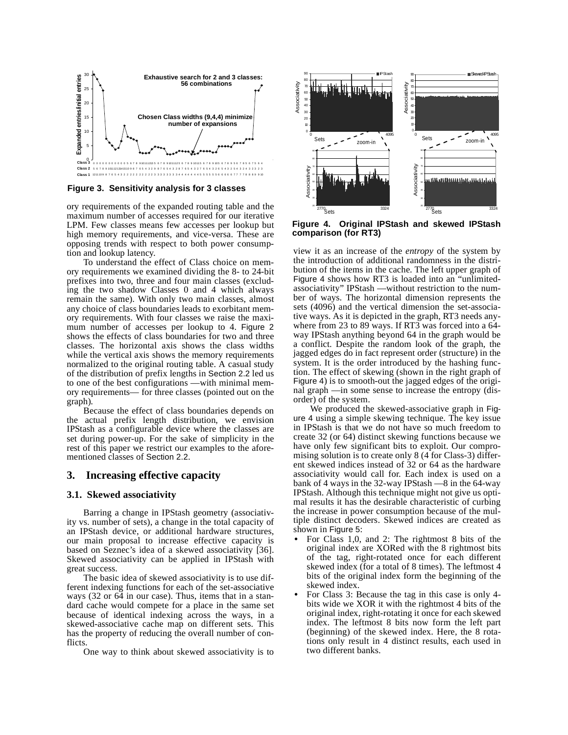**Figure 3. Sensitivity analysis for 3 classes**

ory requirements of the expanded routing table and the maximum number of accesses required for our iterative LPM. Few classes means few accesses per lookup but high memory requirements, and vice-versa. These are opposing trends with respect to both power consumption and lookup latency.

To understand the effect of Class choice on memory requirements we examined dividing the 8- to 24-bit prefixes into two, three and four main classes (excluding the two shadow Classes 0 and 4 which always remain the same). With only two main classes, almost any choice of class boundaries leads to exorbitant memory requirements. With four classes we raise the maximum number of accesses per lookup to 4. Figure 2 shows the effects of class boundaries for two and three classes. The horizontal axis shows the class widths while the vertical axis shows the memory requirements normalized to the original routing table. A casual study of the distribution of prefix lengths in Section 2.2 led us to one of the best configurations —with minimal memory requirements— for three classes (pointed out on the graph).

Because the effect of class boundaries depends on the actual prefix length distribution, we envision IPStash as a configurable device where the classes are set during power-up. For the sake of simplicity in the rest of this paper we restrict our examples to the aforementioned classes of Section 2.2.

## 3. Increasing effective capacity

### 3.1. Skewed associativity

Barring a change in IPStash geometry (associativity vs. number of sets), a change in the total capacity of an IPStash device, or additional hardware structures, our main proposal to increase effective capacity is based on Seznec's idea of a skewed associativity [36]. Skewed associativity can be applied in IPStash with great success.

The basic idea of skewed associativity is to use different indexing functions for each of the set-associative ways (32 or 64 in our case). Thus, items that in a standard cache would compete for a place in the same set because of identical indexing across the ways, in a skewed-associative cache map on different sets. This has the property of reducing the overall number of conflicts.

One way to think about skewed associativity is to view it as an increase of the *entropy* of the system by the introduction of additional randomness in the distribution of the items in the cache. The left upper graph of Figure 4 shows how RT3 is loaded into an "unlimited-associativity" IPStash —without restriction to the number of ways. The horizontal dimension represents the sets (4096) and the vertical dimension the set-associative ways. As it is depicted in the graph, RT3 needs anywhere from 23 to 89 ways. If RT3 was forced into a 64-way IPStash anything beyond 64 in the graph would be a conflict. Despite the random look of the graph, the jagged edges do in fact represent order (structure) in the system. It is the order introduced by the hashing function. The effect of skewing (shown in the right graph of Figure 4) is to smooth-out the jagged edges of the original graph —in some sense to increase the entropy (disorder) of the system.

**Figure 4. Original IPStash and skewed IPStash comparison (for RT3)**

We produced the skewed-associative graph in Figure 4 using a simple skewing technique. The key issue in IPStash is that we do not have so much freedom to create 32 (or 64) distinct skewing functions because we have only few significant bits to exploit. Our compromising solution is to create only 8 (4 for Class-3) different skewed indices instead of 32 or 64 as the hardware associativity would call for. Each index is used on a bank of 4 ways in the 32-way IPStash —8 in the 64-way IPStash. Although this technique might not give us optimal results it has the desirable characteristic of curbing the increase in power consumption because of the multiple distinct decoders. Skewed indices are created as shown in Figure 5:

- For Class 1,0, and 2: The rightmost 8 bits of the original index are XORed with the 8 rightmost bits of the tag, right-rotated once for each different skewed index (for a total of 8 times). The leftmost 4 bits of the original index form the beginning of the skewed index.
- For Class 3: Because the tag in this case is only 4-bits wide we XOR it with the rightmost 4 bits of the original index, right-rotating it once for each skewed index. The leftmost 8 bits now form the left part (beginning) of the skewed index. Here, the 8 rotations only result in 4 distinct results, each used in two different banks.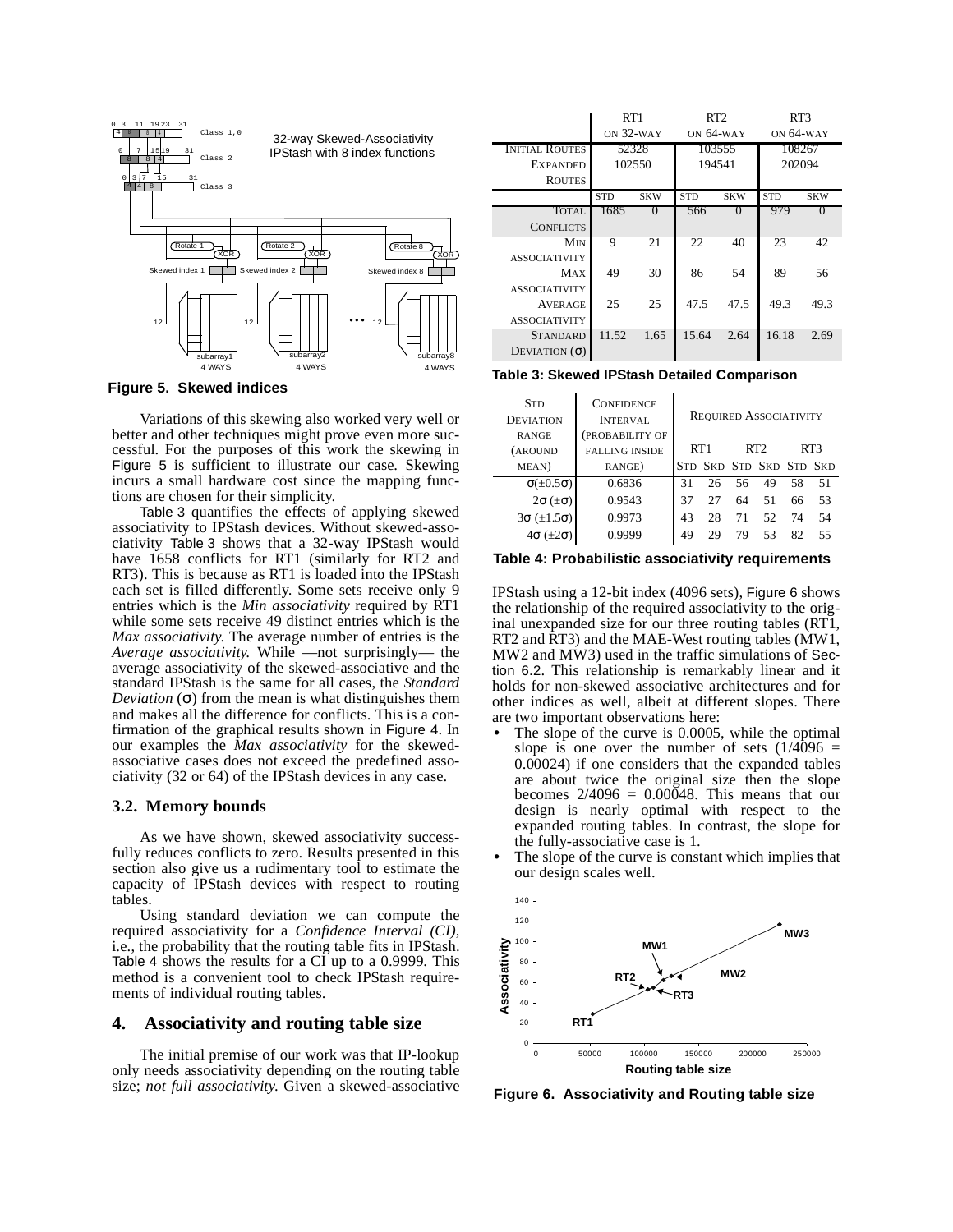Figure 5. Skewed indices

Variations of this skewing also worked very well or better and other techniques might prove even more successful. For the purposes of this work the skewing in Figure 5 is sufficient to illustrate our case. Skewing incurs a small hardware cost since the mapping functions are chosen for their simplicity.

Table 3 quantifies the effects of applying skewed associativity to IPStash devices. Without skewed-associativity Table 3 shows that a 32-way IPStash would have 1658 conflicts for RT1 (similarly for RT2 and RT3). This is because as RT1 is loaded into the IPStash each set is filled differently. Some sets receive only 9 entries which is the *Min associativity* required by RT1 while some sets receive 49 distinct entries which is the *Max associativity.* The average number of entries is the *Average associativity.* While —not surprisingly— the average associativity of the skewed-associative and the standard IPStash is the same for all cases, the *Standard Deviation* (σ) from the mean is what distinguishes them and makes all the difference for conflicts. This is a confirmation of the graphical results shown in Figure 4. In our examples the *Max associativity* for the skewed-associative cases does not exceed the predefined associativity (32 or 64) of the IPStash devices in any case.

### 3.2. Memory bounds

As we have shown, skewed associativity successfully reduces conflicts to zero. Results presented in this section also give us a rudimentary tool to estimate the capacity of IPStash devices with respect to routing tables.

Using standard deviation we can compute the required associativity for a *Confidence Interval (CI),* i.e., the probability that the routing table fits in IPStash. Table 4 shows the results for a CI up to a 0.9999. This method is a convenient tool to check IPStash requirements of individual routing tables.

## 4. Associativity and routing table size

The initial premise of our work was that IP-lookup only needs associativity depending on the routing table size; *not full associativity.* Given a skewed-associative

| | RT1 on 32-way | | RT2 on 64-way | | RT3 on 64-way | |
|---|---|---|---|---|---|---|
| Initial Routes | 52328 | | 103555 | | 108267 | |
| Expanded Routes | 102550 | | 194541 | | 202094 | |
| | STD | SKW | STD | SKW | STD | SKW |
| Total Conflicts | 1685 | 0 | 566 | 0 | 979 | 0 |
| Min Associativity | 9 | 21 | 22 | 40 | 23 | 42 |
| Max Associativity | 49 | 30 | 86 | 54 | 89 | 56 |
| Average Associativity | 25 | 25 | 47.5 | 47.5 | 49.3 | 49.3 |
| Standard Deviation (σ) | 11.52 | 1.65 | 15.64 | 2.64 | 16.18 | 2.69 |

**Table 3: Skewed IPStash Detailed Comparison**

| Std Deviation range (around mean) | Confidence Interval (probability of falling inside range) | Required Associativity | | | | | |
|---|---|---|---|---|---|---|---|
| | | RT1 | | RT2 | | RT3 | |
| | | Std | Skd | Std | Skd | Std | Skd |
| σ(±0.5σ) | 0.6836 | 31 | 26 | 56 | 49 | 58 | 51 |
| 2σ (±σ) | 0.9543 | 37 | 27 | 64 | 51 | 66 | 53 |
| 3σ (±1.5σ) | 0.9973 | 43 | 28 | 71 | 52 | 74 | 54 |
| 4σ (±2σ) | 0.9999 | 49 | 29 | 79 | 53 | 82 | 55 |

**Table 4: Probabilistic associativity requirements**

IPStash using a 12-bit index (4096 sets), Figure 6 shows the relationship of the required associativity to the original unexpanded size for our three routing tables (RT1, RT2 and RT3) and the MAE-West routing tables (MW1, MW2 and MW3) used in the traffic simulations of Section 6.2. This relationship is remarkably linear and it holds for non-skewed associative architectures and for other indices as well, albeit at different slopes. There are two important observations here:

- The slope of the curve is 0.0005, while the optimal slope is one over the number of sets (1/4096 = 0.00024) if one considers that the expanded tables are about twice the original size then the slope becomes 2/4096 = 0.00048. This means that our design is nearly optimal with respect to the expanded routing tables. In contrast, the slope for the fully-associative case is 1.
- The slope of the curve is constant which implies that our design scales well.

**Figure 6. Associativity and Routing table size**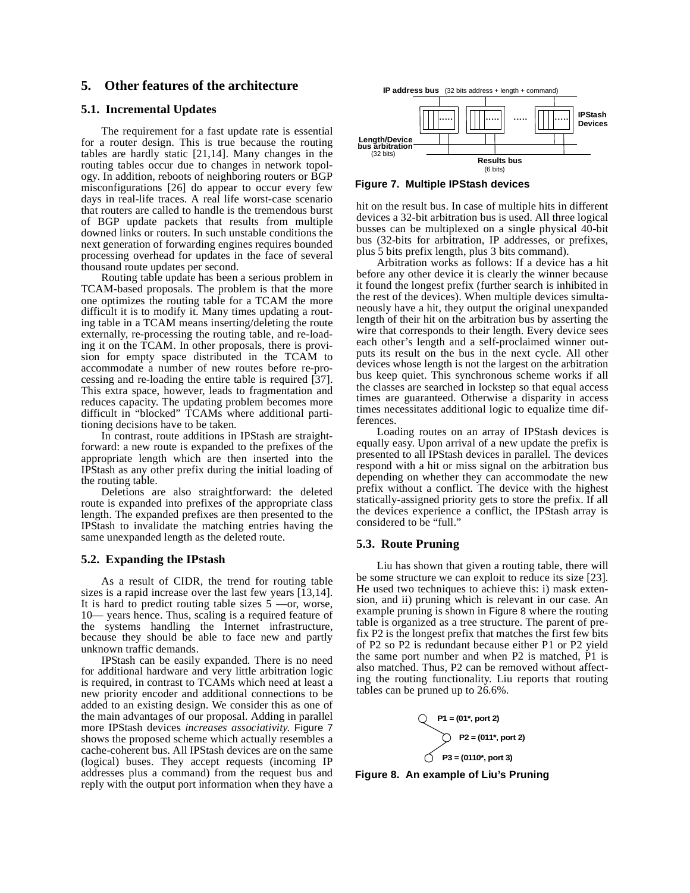## 5. Other features of the architecture

### 5.1. Incremental Updates

The requirement for a fast update rate is essential for a router design. This is true because the routing tables are hardly static [21,14]. Many changes in the routing tables occur due to changes in network topology. In addition, reboots of neighboring routers or BGP misconfigurations [26] do appear to occur every few days in real-life traces. A real life worst-case scenario that routers are called to handle is the tremendous burst of BGP update packets that results from multiple downed links or routers. In such unstable conditions the next generation of forwarding engines requires bounded processing overhead for updates in the face of several thousand route updates per second.

Routing table update has been a serious problem in TCAM-based proposals. The problem is that the more one optimizes the routing table for a TCAM the more difficult it is to modify it. Many times updating a routing table in a TCAM means inserting/deleting the route externally, re-processing the routing table, and re-loading it on the TCAM. In other proposals, there is provision for empty space distributed in the TCAM to accommodate a number of new routes before re-processing and re-loading the entire table is required [37]. This extra space, however, leads to fragmentation and reduces capacity. The updating problem becomes more difficult in "blocked" TCAMs where additional partitioning decisions have to be taken.

In contrast, route additions in IPStash are straightforward: a new route is expanded to the prefixes of the appropriate length which are then inserted into the IPStash as any other prefix during the initial loading of the routing table.

Deletions are also straightforward: the deleted route is expanded into prefixes of the appropriate class length. The expanded prefixes are then presented to the IPStash to invalidate the matching entries having the same unexpanded length as the deleted route.

### 5.2. Expanding the IPstash

As a result of CIDR, the trend for routing table sizes is a rapid increase over the last few years [13,14]. It is hard to predict routing table sizes 5 —or, worse, 10— years hence. Thus, scaling is a required feature of the systems handling the Internet infrastructure, because they should be able to face new and partly unknown traffic demands.

IPStash can be easily expanded. There is no need for additional hardware and very little arbitration logic is required, in contrast to TCAMs which need at least a new priority encoder and additional connections to be added to an existing design. We consider this as one of the main advantages of our proposal. Adding in parallel more IPStash devices *increases associativity.* Figure 7 shows the proposed scheme which actually resembles a cache-coherent bus. All IPStash devices are on the same (logical) buses. They accept requests (incoming IP addresses plus a command) from the request bus and reply with the output port information when they have a hit on the result bus. In case of multiple hits in different devices a 32-bit arbitration bus is used. All three logical busses can be multiplexed on a single physical 40-bit bus (32-bits for arbitration, IP addresses, or prefixes, plus 5 bits prefix length, plus 3 bits command).

IP address bus (32 bits address + length + command)
IPStash Devices
Length/Device bus arbitration (32 bits)
Results bus (6 bits)

**Figure 7. Multiple IPStash devices**

Arbitration works as follows: If a device has a hit before any other device it is clearly the winner because it found the longest prefix (further search is inhibited in the rest of the devices). When multiple devices simultaneously have a hit, they output the original unexpanded length of their hit on the arbitration bus by asserting the wire that corresponds to their length. Every device sees each other's length and a self-proclaimed winner outputs its result on the bus in the next cycle. All other devices whose length is not the largest on the arbitration bus keep quiet. This synchronous scheme works if all the classes are searched in lockstep so that equal access times are guaranteed. Otherwise a disparity in access times necessitates additional logic to equalize time differences.

Loading routes on an array of IPStash devices is equally easy. Upon arrival of a new update the prefix is presented to all IPStash devices in parallel. The devices respond with a hit or miss signal on the arbitration bus depending on whether they can accommodate the new prefix without a conflict. The device with the highest statically-assigned priority gets to store the prefix. If all the devices experience a conflict, the IPStash array is considered to be "full."

### 5.3. Route Pruning

Liu has shown that given a routing table, there will be some structure we can exploit to reduce its size [23]. He used two techniques to achieve this: i) mask extension, and ii) pruning which is relevant in our case. An example pruning is shown in Figure 8 where the routing table is organized as a tree structure. The parent of prefix P2 is the longest prefix that matches the first few bits of P2 so P2 is redundant because either P1 or P2 yield the same port number and when P2 is matched, P1 is also matched. Thus, P2 can be removed without affecting the routing functionality. Liu reports that routing tables can be pruned up to 26.6%.

P1 = (01*, port 2)
P2 = (011*, port 2)
P3 = (0110*, port 3)

**Figure 8. An example of Liu's Pruning**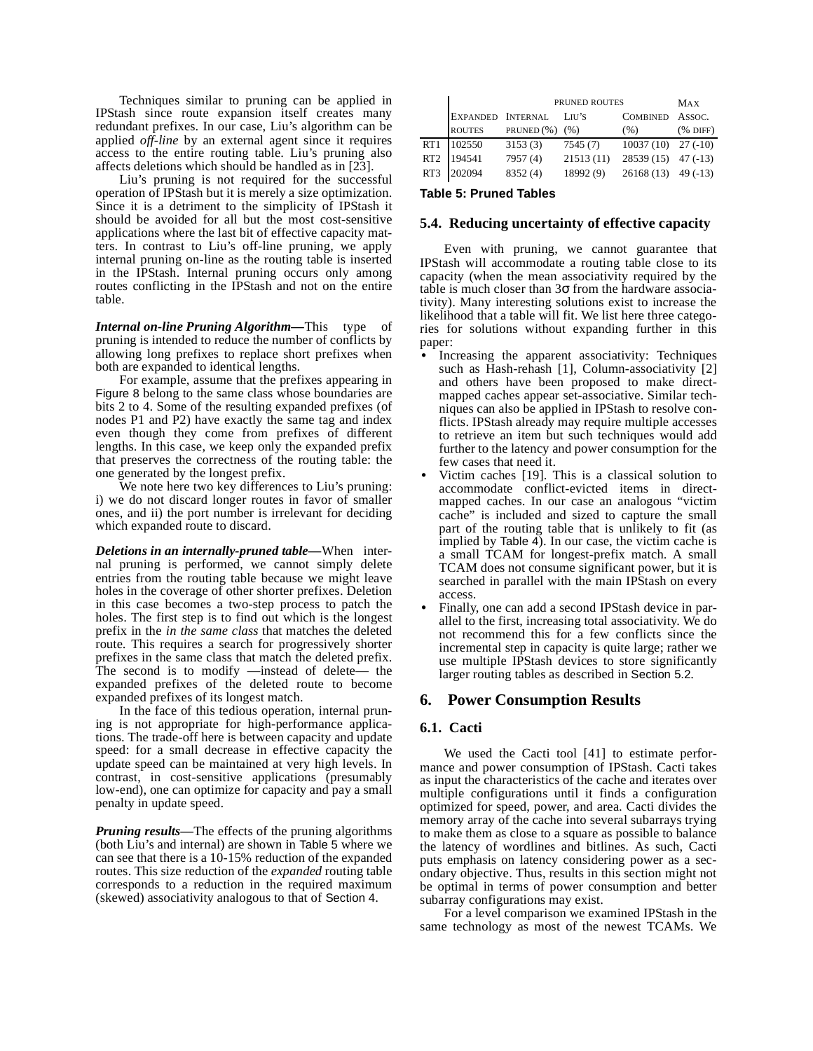Techniques similar to pruning can be applied in IPStash since route expansion itself creates many redundant prefixes. In our case, Liu's algorithm can be applied *off-line* by an external agent since it requires access to the entire routing table. Liu's pruning also affects deletions which should be handled as in [23].

Liu's pruning is not required for the successful operation of IPStash but it is merely a size optimization. Since it is a detriment to the simplicity of IPStash it should be avoided for all but the most cost-sensitive applications where the last bit of effective capacity matters. In contrast to Liu's off-line pruning, we apply internal pruning on-line as the routing table is inserted in the IPStash. Internal pruning occurs only among routes conflicting in the IPStash and not on the entire table.

***Internal on-line Pruning Algorithm—***This type of pruning is intended to reduce the number of conflicts by allowing long prefixes to replace short prefixes when both are expanded to identical lengths.

For example, assume that the prefixes appearing in Figure 8 belong to the same class whose boundaries are bits 2 to 4. Some of the resulting expanded prefixes (of nodes P1 and P2) have exactly the same tag and index even though they come from prefixes of different lengths. In this case, we keep only the expanded prefix that preserves the correctness of the routing table: the one generated by the longest prefix.

We note here two key differences to Liu's pruning: i) we do not discard longer routes in favor of smaller ones, and ii) the port number is irrelevant for deciding which expanded route to discard.

***Deletions in an internally-pruned table—***When internal pruning is performed, we cannot simply delete entries from the routing table because we might leave holes in the coverage of other shorter prefixes. Deletion in this case becomes a two-step process to patch the holes. The first step is to find out which is the longest prefix in the *in the same class* that matches the deleted route. This requires a search for progressively shorter prefixes in the same class that match the deleted prefix. The second is to modify —instead of delete— the expanded prefixes of the deleted route to become expanded prefixes of its longest match.

In the face of this tedious operation, internal pruning is not appropriate for high-performance applications. The trade-off here is between capacity and update speed: for a small decrease in effective capacity the update speed can be maintained at very high levels. In contrast, in cost-sensitive applications (presumably low-end), one can optimize for capacity and pay a small penalty in update speed.

***Pruning results—***The effects of the pruning algorithms (both Liu's and internal) are shown in Table 5 where we can see that there is a 10-15% reduction of the expanded routes. This size reduction of the *expanded* routing table corresponds to a reduction in the required maximum (skewed) associativity analogous to that of Section 4.

| | Expanded routes | Pruned routes: Internal pruned (%) | Pruned routes: Liu's (%) | Pruned routes: Combined (%) | Max Assoc. (% diff) |
|---|---|---|---|---|---|
| RT1 | 102550 | 3153 (3) | 7545 (7) | 10037 (10) | 27 (-10) |
| RT2 | 194541 | 7957 (4) | 21513 (11) | 28539 (15) | 47 (-13) |
| RT3 | 202094 | 8352 (4) | 18992 (9) | 26168 (13) | 49 (-13) |

**Table 5: Pruned Tables**

### 5.4. Reducing uncertainty of effective capacity

Even with pruning, we cannot guarantee that IPStash will accommodate a routing table close to its capacity (when the mean associativity required by the table is much closer than 3σ from the hardware associativity). Many interesting solutions exist to increase the likelihood that a table will fit. We list here three categories for solutions without expanding further in this paper:

- Increasing the apparent associativity: Techniques such as Hash-rehash [1], Column-associativity [2] and others have been proposed to make direct-mapped caches appear set-associative. Similar techniques can also be applied in IPStash to resolve conflicts. IPStash already may require multiple accesses to retrieve an item but such techniques would add further to the latency and power consumption for the few cases that need it.
- Victim caches [19]. This is a classical solution to accommodate conflict-evicted items in direct-mapped caches. In our case an analogous "victim cache" is included and sized to capture the small part of the routing table that is unlikely to fit (as implied by Table 4). In our case, the victim cache is a small TCAM for longest-prefix match. A small TCAM does not consume significant power, but it is searched in parallel with the main IPStash on every access.
- Finally, one can add a second IPStash device in parallel to the first, increasing total associativity. We do not recommend this for a few conflicts since the incremental step in capacity is quite large; rather we use multiple IPStash devices to store significantly larger routing tables as described in Section 5.2.

## 6. Power Consumption Results

### 6.1. Cacti

We used the Cacti tool [41] to estimate performance and power consumption of IPStash. Cacti takes as input the characteristics of the cache and iterates over multiple configurations until it finds a configuration optimized for speed, power, and area. Cacti divides the memory array of the cache into several subarrays trying to make them as close to a square as possible to balance the latency of wordlines and bitlines. As such, Cacti puts emphasis on latency considering power as a secondary objective. Thus, results in this section might not be optimal in terms of power consumption and better subarray configurations may exist.

For a level comparison we examined IPStash in the same technology as most of the newest TCAMs. We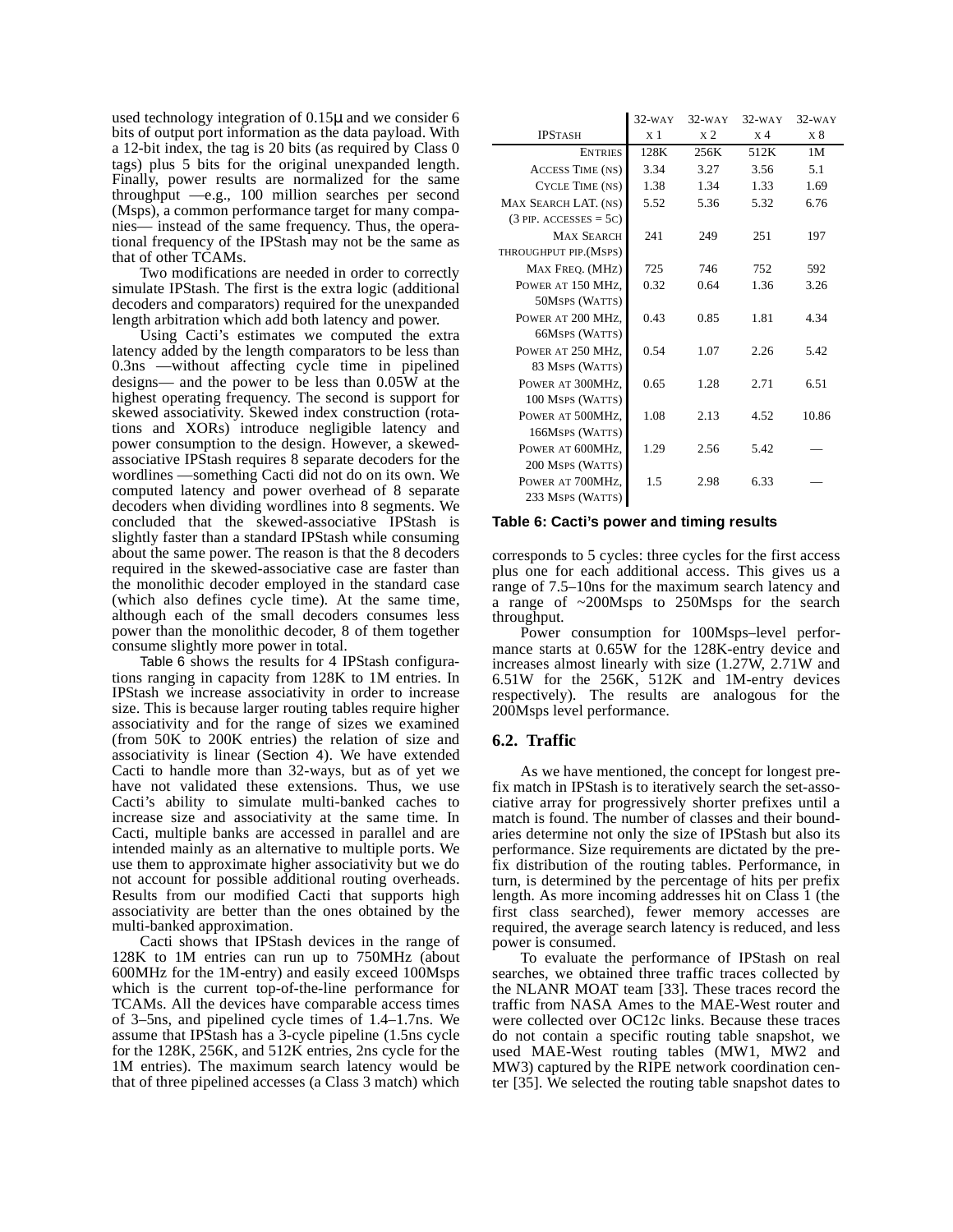used technology integration of 0.15µ and we consider 6 bits of output port information as the data payload. With a 12-bit index, the tag is 20 bits (as required by Class 0 tags) plus 5 bits for the original unexpanded length. Finally, power results are normalized for the same throughput —e.g., 100 million searches per second (Msps), a common performance target for many companies— instead of the same frequency. Thus, the operational frequency of the IPStash may not be the same as that of other TCAMs.

Two modifications are needed in order to correctly simulate IPStash. The first is the extra logic (additional decoders and comparators) required for the unexpanded length arbitration which add both latency and power.

Using Cacti's estimates we computed the extra latency added by the length comparators to be less than 0.3ns —without affecting cycle time in pipelined designs— and the power to be less than 0.05W at the highest operating frequency. The second is support for skewed associativity. Skewed index construction (rotations and XORs) introduce negligible latency and power consumption to the design. However, a skewed-associative IPStash requires 8 separate decoders for the wordlines —something Cacti did not do on its own. We computed latency and power overhead of 8 separate decoders when dividing wordlines into 8 segments. We concluded that the skewed-associative IPStash is slightly faster than a standard IPStash while consuming about the same power. The reason is that the 8 decoders required in the skewed-associative case are faster than the monolithic decoder employed in the standard case (which also defines cycle time). At the same time, although each of the small decoders consumes less power than the monolithic decoder, 8 of them together consume slightly more power in total.

Table 6 shows the results for 4 IPStash configurations ranging in capacity from 128K to 1M entries. In IPStash we increase associativity in order to increase size. This is because larger routing tables require higher associativity and for the range of sizes we examined (from 50K to 200K entries) the relation of size and associativity is linear (Section 4). We have extended Cacti to handle more than 32-ways, but as of yet we have not validated these extensions. Thus, we use Cacti's ability to simulate multi-banked caches to increase size and associativity at the same time. In Cacti, multiple banks are accessed in parallel and are intended mainly as an alternative to multiple ports. We use them to approximate higher associativity but we do not account for possible additional routing overheads. Results from our modified Cacti that supports high associativity are better than the ones obtained by the multi-banked approximation.

Cacti shows that IPStash devices in the range of 128K to 1M entries can run up to 750MHz (about 600MHz for the 1M-entry) and easily exceed 100Msps which is the current top-of-the-line performance for TCAMs. All the devices have comparable access times of 3–5ns, and pipelined cycle times of 1.4–1.7ns. We assume that IPStash has a 3-cycle pipeline (1.5ns cycle for the 128K, 256K, and 512K entries, 2ns cycle for the 1M entries). The maximum search latency would be that of three pipelined accesses (a Class 3 match) which corresponds to 5 cycles: three cycles for the first access plus one for each additional access. This gives us a range of 7.5–10ns for the maximum search latency and a range of ~200Msps to 250Msps for the search throughput.

| IPStash | 32-way x 1 | 32-way x 2 | 32-way x 4 | 32-way x 8 |
|---|---|---|---|---|
| Entries | 128K | 256K | 512K | 1M |
| Access Time (ns) | 3.34 | 3.27 | 3.56 | 5.1 |
| Cycle Time (ns) | 1.38 | 1.34 | 1.33 | 1.69 |
| Max Search Lat. (ns) (3 pip. accesses = 5c) | 5.52 | 5.36 | 5.32 | 6.76 |
| Max Search throughput pip.(Msps) | 241 | 249 | 251 | 197 |
| Max Freq. (MHz) | 725 | 746 | 752 | 592 |
| Power at 150 MHz, 50Msps (Watts) | 0.32 | 0.64 | 1.36 | 3.26 |
| Power at 200 MHz, 66Msps (Watts) | 0.43 | 0.85 | 1.81 | 4.34 |
| Power at 250 MHz, 83 Msps (Watts) | 0.54 | 1.07 | 2.26 | 5.42 |
| Power at 300MHz, 100 Msps (Watts) | 0.65 | 1.28 | 2.71 | 6.51 |
| Power at 500MHz, 166Msps (Watts) | 1.08 | 2.13 | 4.52 | 10.86 |
| Power at 600MHz, 200 Msps (Watts) | 1.29 | 2.56 | 5.42 | — |
| Power at 700MHz, 233 Msps (Watts) | 1.5 | 2.98 | 6.33 | — |

**Table 6: Cacti's power and timing results**

Power consumption for 100Msps–level performance starts at 0.65W for the 128K-entry device and increases almost linearly with size (1.27W, 2.71W and 6.51W for the 256K, 512K and 1M-entry devices respectively). The results are analogous for the 200Msps level performance.

## 6.2. Traffic

As we have mentioned, the concept for longest prefix match in IPStash is to iteratively search the set-associative array for progressively shorter prefixes until a match is found. The number of classes and their boundaries determine not only the size of IPStash but also its performance. Size requirements are dictated by the prefix distribution of the routing tables. Performance, in turn, is determined by the percentage of hits per prefix length. As more incoming addresses hit on Class 1 (the first class searched), fewer memory accesses are required, the average search latency is reduced, and less power is consumed.

To evaluate the performance of IPStash on real searches, we obtained three traffic traces collected by the NLANR MOAT team [33]. These traces record the traffic from NASA Ames to the MAE-West router and were collected over OC12c links. Because these traces do not contain a specific routing table snapshot, we used MAE-West routing tables (MW1, MW2 and MW3) captured by the RIPE network coordination center [35]. We selected the routing table snapshot dates to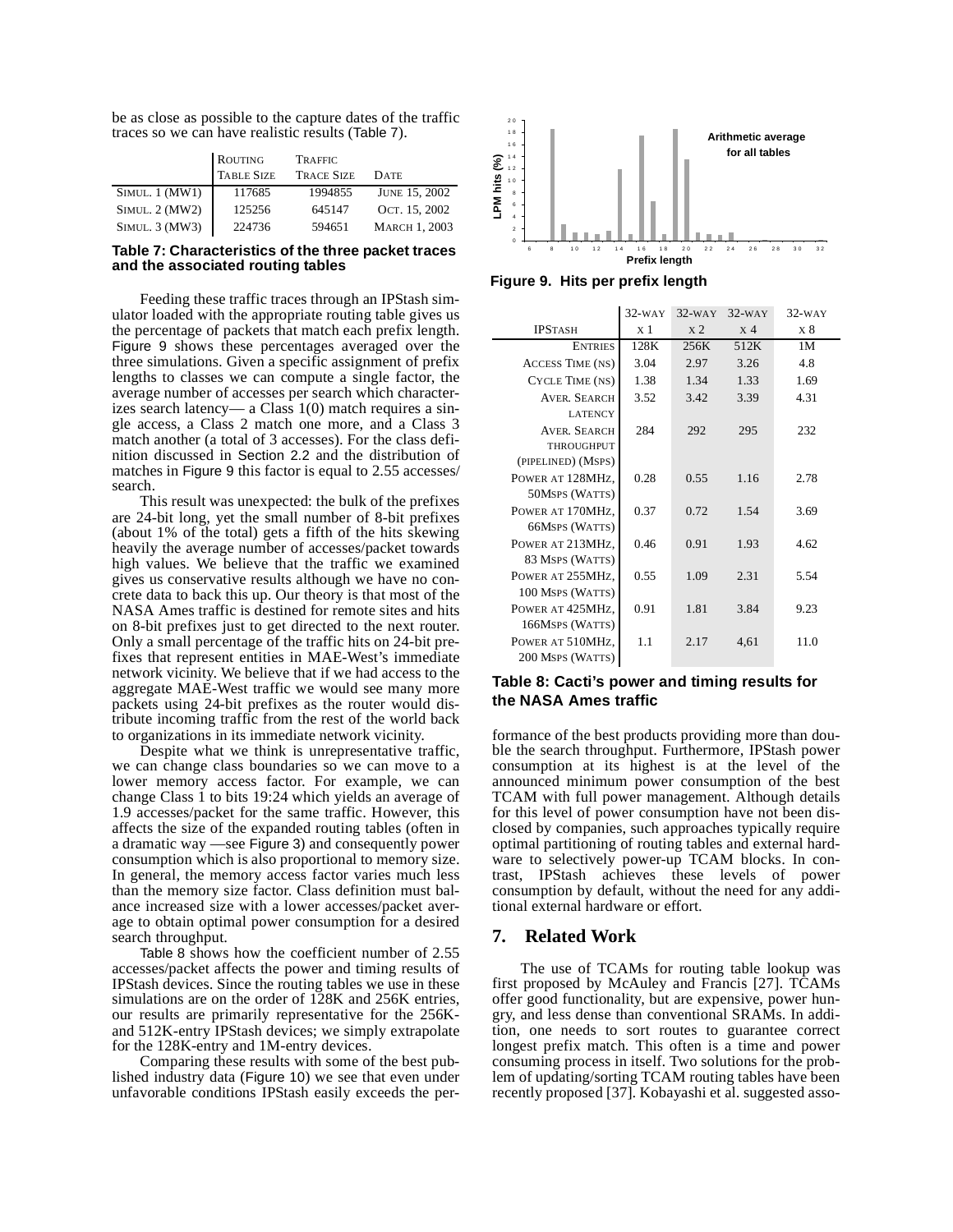be as close as possible to the capture dates of the traffic traces so we can have realistic results (Table 7).

| | ROUTING TABLE SIZE | TRAFFIC TRACE SIZE | DATE |
|---|---|---|---|
| SIMUL. 1 (MW1) | 117685 | 1994855 | JUNE 15, 2002 |
| SIMUL. 2 (MW2) | 125256 | 645147 | OCT. 15, 2002 |
| SIMUL. 3 (MW3) | 224736 | 594651 | MARCH 1, 2003 |

**Table 7: Characteristics of the three packet traces and the associated routing tables**

Feeding these traffic traces through an IPStash simulator loaded with the appropriate routing table gives us the percentage of packets that match each prefix length. Figure 9 shows these percentages averaged over the three simulations. Given a specific assignment of prefix lengths to classes we can compute a single factor, the average number of accesses per search which characterizes search latency— a Class 1(0) match requires a single access, a Class 2 match one more, and a Class 3 match another (a total of 3 accesses). For the class definition discussed in Section 2.2 and the distribution of matches in Figure 9 this factor is equal to 2.55 accesses/search.

This result was unexpected: the bulk of the prefixes are 24-bit long, yet the small number of 8-bit prefixes (about 1% of the total) gets a fifth of the hits skewing heavily the average number of accesses/packet towards high values. We believe that the traffic we examined gives us conservative results although we have no concrete data to back this up. Our theory is that most of the NASA Ames traffic is destined for remote sites and hits on 8-bit prefixes just to get directed to the next router. Only a small percentage of the traffic hits on 24-bit prefixes that represent entities in MAE-West's immediate network vicinity. We believe that if we had access to the aggregate MAE-West traffic we would see many more packets using 24-bit prefixes as the router would distribute incoming traffic from the rest of the world back to organizations in its immediate network vicinity.

Despite what we think is unrepresentative traffic, we can change class boundaries so we can move to a lower memory access factor. For example, we can change Class 1 to bits 19:24 which yields an average of 1.9 accesses/packet for the same traffic. However, this affects the size of the expanded routing tables (often in a dramatic way —see Figure 3) and consequently power consumption which is also proportional to memory size. In general, the memory access factor varies much less than the memory size factor. Class definition must balance increased size with a lower accesses/packet average to obtain optimal power consumption for a desired search throughput.

Table 8 shows how the coefficient number of 2.55 accesses/packet affects the power and timing results of IPStash devices. Since the routing tables we use in these simulations are on the order of 128K and 256K entries, our results are primarily representative for the 256K- and 512K-entry IPStash devices; we simply extrapolate for the 128K-entry and 1M-entry devices.

Comparing these results with some of the best published industry data (Figure 10) we see that even under unfavorable conditions IPStash easily exceeds the performance of the best products providing more than double the search throughput. Furthermore, IPStash power consumption at its highest is at the level of the announced minimum power consumption of the best TCAM with full power management. Although details for this level of power consumption have not been disclosed by companies, such approaches typically require optimal partitioning of routing tables and external hardware to selectively power-up TCAM blocks. In contrast, IPStash achieves these levels of power consumption by default, without the need for any additional external hardware or effort.

**Figure 9. Hits per prefix length**

| IPSTASH | 32-WAY x 1 | 32-WAY x 2 | 32-WAY x 4 | 32-WAY x 8 |
|---|---|---|---|---|
| ENTRIES | 128K | 256K | 512K | 1M |
| ACCESS TIME (NS) | 3.04 | 2.97 | 3.26 | 4.8 |
| CYCLE TIME (NS) | 1.38 | 1.34 | 1.33 | 1.69 |
| AVER. SEARCH LATENCY | 3.52 | 3.42 | 3.39 | 4.31 |
| AVER. SEARCH THROUGHPUT (PIPELINED) (MSPS) | 284 | 292 | 295 | 232 |
| POWER AT 128MHZ, 50MSPS (WATTS) | 0.28 | 0.55 | 1.16 | 2.78 |
| POWER AT 170MHZ, 66MSPS (WATTS) | 0.37 | 0.72 | 1.54 | 3.69 |
| POWER AT 213MHZ, 83 MSPS (WATTS) | 0.46 | 0.91 | 1.93 | 4.62 |
| POWER AT 255MHZ, 100 MSPS (WATTS) | 0.55 | 1.09 | 2.31 | 5.54 |
| POWER AT 425MHZ, 166MSPS (WATTS) | 0.91 | 1.81 | 3.84 | 9.23 |
| POWER AT 510MHZ, 200 MSPS (WATTS) | 1.1 | 2.17 | 4,61 | 11.0 |

**Table 8: Cacti's power and timing results for the NASA Ames traffic**

## 7. Related Work

The use of TCAMs for routing table lookup was first proposed by McAuley and Francis [27]. TCAMs offer good functionality, but are expensive, power hungry, and less dense than conventional SRAMs. In addition, one needs to sort routes to guarantee correct longest prefix match. This often is a time and power consuming process in itself. Two solutions for the problem of updating/sorting TCAM routing tables have been recently proposed [37]. Kobayashi et al. suggested asso-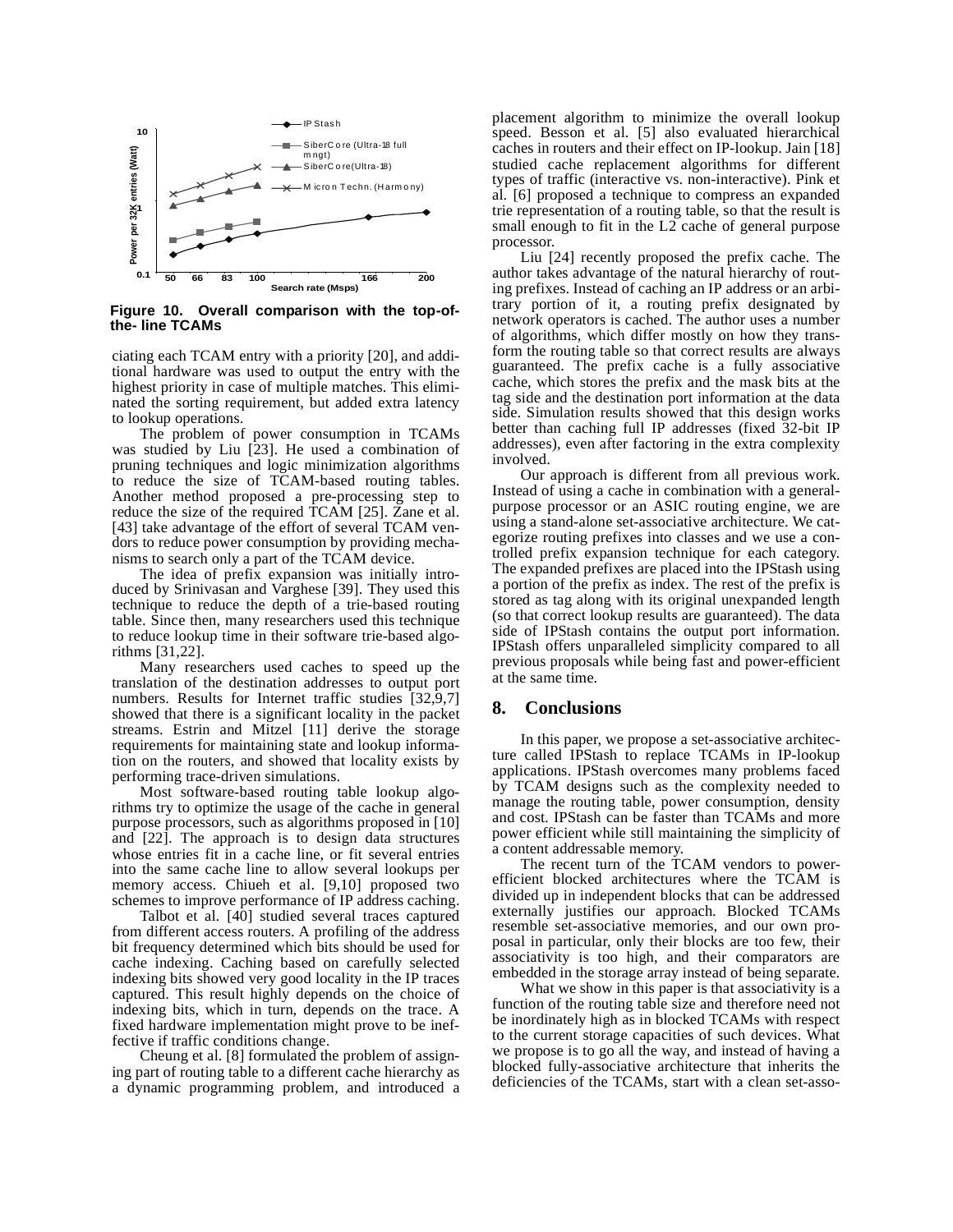IP Stash
SiberCore (Ultra-18 full mngt)
SiberCore(Ultra-18)
Micron Techn. (Harmony)

Power per 32K entries (Watt)

10
1
0.1

50 66 83 100 166 200

Search rate (Msps)

**Figure 10. Overall comparison with the top-of-the- line TCAMs**

ciating each TCAM entry with a priority [20], and additional hardware was used to output the entry with the highest priority in case of multiple matches. This eliminated the sorting requirement, but added extra latency to lookup operations.

The problem of power consumption in TCAMs was studied by Liu [23]. He used a combination of pruning techniques and logic minimization algorithms to reduce the size of TCAM-based routing tables. Another method proposed a pre-processing step to reduce the size of the required TCAM [25]. Zane et al. [43] take advantage of the effort of several TCAM vendors to reduce power consumption by providing mechanisms to search only a part of the TCAM device.

The idea of prefix expansion was initially introduced by Srinivasan and Varghese [39]. They used this technique to reduce the depth of a trie-based routing table. Since then, many researchers used this technique to reduce lookup time in their software trie-based algorithms [31,22].

Many researchers used caches to speed up the translation of the destination addresses to output port numbers. Results for Internet traffic studies [32,9,7] showed that there is a significant locality in the packet streams. Estrin and Mitzel [11] derive the storage requirements for maintaining state and lookup information on the routers, and showed that locality exists by performing trace-driven simulations.

Most software-based routing table lookup algorithms try to optimize the usage of the cache in general purpose processors, such as algorithms proposed in [10] and [22]. The approach is to design data structures whose entries fit in a cache line, or fit several entries into the same cache line to allow several lookups per memory access. Chiueh et al. [9,10] proposed two schemes to improve performance of IP address caching.

Talbot et al. [40] studied several traces captured from different access routers. A profiling of the address bit frequency determined which bits should be used for cache indexing. Caching based on carefully selected indexing bits showed very good locality in the IP traces captured. This result highly depends on the choice of indexing bits, which in turn, depends on the trace. A fixed hardware implementation might prove to be ineffective if traffic conditions change.

Cheung et al. [8] formulated the problem of assigning part of routing table to a different cache hierarchy as a dynamic programming problem, and introduced a placement algorithm to minimize the overall lookup speed. Besson et al. [5] also evaluated hierarchical caches in routers and their effect on IP-lookup. Jain [18] studied cache replacement algorithms for different types of traffic (interactive vs. non-interactive). Pink et al. [6] proposed a technique to compress an expanded trie representation of a routing table, so that the result is small enough to fit in the L2 cache of general purpose processor.

Liu [24] recently proposed the prefix cache. The author takes advantage of the natural hierarchy of routing prefixes. Instead of caching an IP address or an arbitrary portion of it, a routing prefix designated by network operators is cached. The author uses a number of algorithms, which differ mostly on how they transform the routing table so that correct results are always guaranteed. The prefix cache is a fully associative cache, which stores the prefix and the mask bits at the tag side and the destination port information at the data side. Simulation results showed that this design works better than caching full IP addresses (fixed 32-bit IP addresses), even after factoring in the extra complexity involved.

Our approach is different from all previous work. Instead of using a cache in combination with a general-purpose processor or an ASIC routing engine, we are using a stand-alone set-associative architecture. We categorize routing prefixes into classes and we use a controlled prefix expansion technique for each category. The expanded prefixes are placed into the IPStash using a portion of the prefix as index. The rest of the prefix is stored as tag along with its original unexpanded length (so that correct lookup results are guaranteed). The data side of IPStash contains the output port information. IPStash offers unparalleled simplicity compared to all previous proposals while being fast and power-efficient at the same time.

## 8. Conclusions

In this paper, we propose a set-associative architecture called IPStash to replace TCAMs in IP-lookup applications. IPStash overcomes many problems faced by TCAM designs such as the complexity needed to manage the routing table, power consumption, density and cost. IPStash can be faster than TCAMs and more power efficient while still maintaining the simplicity of a content addressable memory.

The recent turn of the TCAM vendors to power-efficient blocked architectures where the TCAM is divided up in independent blocks that can be addressed externally justifies our approach. Blocked TCAMs resemble set-associative memories, and our own proposal in particular, only their blocks are too few, their associativity is too high, and their comparators are embedded in the storage array instead of being separate.

What we show in this paper is that associativity is a function of the routing table size and therefore need not be inordinately high as in blocked TCAMs with respect to the current storage capacities of such devices. What we propose is to go all the way, and instead of having a blocked fully-associative architecture that inherits the deficiencies of the TCAMs, start with a clean set-asso-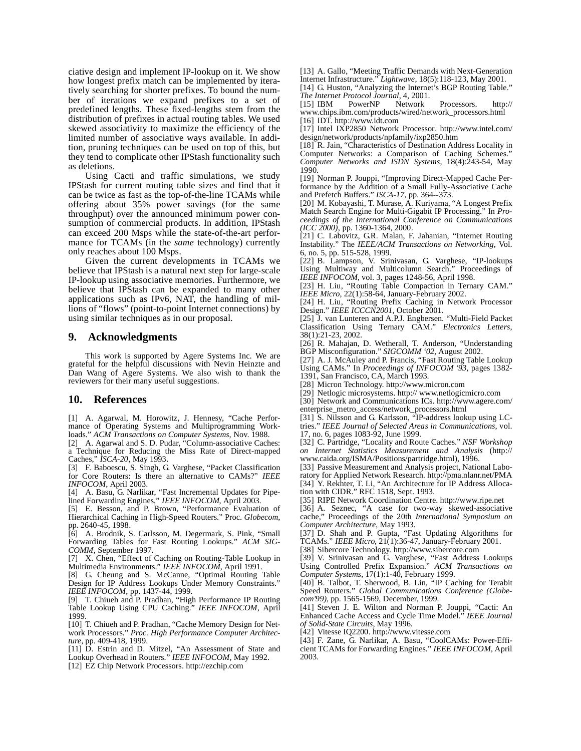ciative design and implement IP-lookup on it. We show how longest prefix match can be implemented by iteratively searching for shorter prefixes. To bound the number of iterations we expand prefixes to a set of predefined lengths. These fixed-lengths stem from the distribution of prefixes in actual routing tables. We used skewed associativity to maximize the efficiency of the limited number of associative ways available. In addition, pruning techniques can be used on top of this, but they tend to complicate other IPStash functionality such as deletions.

Using Cacti and traffic simulations, we study IPStash for current routing table sizes and find that it can be twice as fast as the top-of-the-line TCAMs while offering about 35% power savings (for the same throughput) over the announced minimum power consumption of commercial products. In addition, IPStash can exceed 200 Msps while the state-of-the-art performance for TCAMs (in the *same* technology) currently only reaches about 100 Msps.

Given the current developments in TCAMs we believe that IPStash is a natural next step for large-scale IP-lookup using associative memories. Furthermore, we believe that IPStash can be expanded to many other applications such as IPv6, NAT, the handling of millions of "flows" (point-to-point Internet connections) by using similar techniques as in our proposal.

## 9. Acknowledgments

This work is supported by Agere Systems Inc. We are grateful for the helpful discussions with Nevin Heinzte and Dan Wang of Agere Systems. We also wish to thank the reviewers for their many useful suggestions.

## 10. References

[1] A. Agarwal, M. Horowitz, J. Hennesy, "Cache Performance of Operating Systems and Multiprogramming Workloads." *ACM Transactions on Computer Systems*, Nov. 1988.

[2] A. Agarwal and S. D. Pudar, "Column-associative Caches: a Technique for Reducing the Miss Rate of Direct-mapped Caches," *ISCA-20*, May 1993.

[3] F. Baboescu, S. Singh, G. Varghese, "Packet Classification for Core Routers: Is there an alternative to CAMs?" *IEEE INFOCOM*, April 2003.

[4] A. Basu, G. Narlikar, "Fast Incremental Updates for Pipelined Forwarding Engines," *IEEE INFOCOM*, April 2003.

[5] E. Besson, and P. Brown, "Performance Evaluation of Hierarchical Caching in High-Speed Routers." Proc. *Globecom*, pp. 2640-45, 1998.

[6] A. Brodnik, S. Carlsson, M. Degermark, S. Pink, "Small Forwarding Tables for Fast Routing Lookups." *ACM SIGCOMM*, September 1997.

[7] X. Chen, "Effect of Caching on Routing-Table Lookup in Multimedia Environments." *IEEE INFOCOM*, April 1991.

[8] G. Cheung and S. McCanne, "Optimal Routing Table Design for IP Address Lookups Under Memory Constraints." *IEEE INFOCOM*, pp. 1437-44, 1999.

[9] T. Chiueh and P. Pradhan, "High Performance IP Routing Table Lookup Using CPU Caching." *IEEE INFOCOM*, April 1999.

[10] T. Chiueh and P. Pradhan, "Cache Memory Design for Network Processors." *Proc. High Performance Computer Architecture*, pp. 409-418, 1999.

[11] D. Estrin and D. Mitzel, "An Assessment of State and Lookup Overhead in Routers." *IEEE INFOCOM*, May 1992.

[12] EZ Chip Network Processors. http://ezchip.com

[13] A. Gallo, "Meeting Traffic Demands with Next-Generation Internet Infrastructure." *Lightwave*, 18(5):118-123, May 2001.

[14] G. Huston, "Analyzing the Internet's BGP Routing Table." *The Internet Protocol Journal*, 4, 2001.

[15] IBM PowerNP Network Processors. http://www.chips.ibm.com/products/wired/network_processors.html

[16] IDT. http://www.idt.com

[17] Intel IXP2850 Network Processor. http://www.intel.com/design/network/products/npfamily/ixp2850.htm

[18] R. Jain, "Characteristics of Destination Address Locality in Computer Networks: a Comparison of Caching Schemes." *Computer Networks and ISDN Systems*, 18(4):243-54, May 1990.

[19] Norman P. Jouppi, "Improving Direct-Mapped Cache Performance by the Addition of a Small Fully-Associative Cache and Prefetch Buffers." *ISCA-17*, pp. 364--373.

[20] M. Kobayashi, T. Murase, A. Kuriyama, "A Longest Prefix Match Search Engine for Multi-Gigabit IP Processing." In *Proceedings of the International Conference on Communications (ICC 2000)*, pp. 1360-1364, 2000.

[21] C. Labovitz, G.R. Malan, F. Jahanian, "Internet Routing Instability." The *IEEE/ACM Transactions on Networking*, Vol. 6, no. 5, pp. 515-528, 1999.

[22] B. Lampson, V. Srinivasan, G. Varghese, "IP-lookups Using Multiway and Multicolumn Search." Proceedings of *IEEE INFOCOM*, vol. 3, pages 1248-56, April 1998.

[23] H. Liu, "Routing Table Compaction in Ternary CAM." *IEEE Micro*, 22(1):58-64, January-February 2002.

[24] H. Liu, "Routing Prefix Caching in Network Processor Design." *IEEE ICCCN2001*, October 2001.

[25] J. van Lunteren and A.P.J. Engbersen. "Multi-Field Packet Classification Using Ternary CAM." *Electronics Letters*, 38(1):21-23, 2002.

[26] R. Mahajan, D. Wetherall, T. Anderson, "Understanding BGP Misconfiguration." *SIGCOMM '02*, August 2002.

[27] A. J. McAuley and P. Francis, "Fast Routing Table Lookup Using CAMs." In *Proceedings of INFOCOM '93*, pages 1382-1391, San Francisco, CA, March 1993.

[28] Micron Technology. http://www.micron.com

[29] Netlogic microsystems. http:// www.netlogicmicro.com

[30] Network and Communications ICs. http://www.agere.com/enterprise_metro_access/network_processors.html

[31] S. Nilsson and G. Karlsson, "IP-address lookup using LC-tries." *IEEE Journal of Selected Areas in Communications*, vol. 17, no. 6, pages 1083-92, June 1999.

[32] C. Partridge, "Locality and Route Caches." *NSF Workshop on Internet Statistics Measurement and Analysis* (http://www.caida.org/ISMA/Positions/partridge.html), 1996.

[33] Passive Measurement and Analysis project, National Laboratory for Applied Network Research. http://pma.nlanr.net/PMA

[34] Y. Rekhter, T. Li, "An Architecture for IP Address Allocation with CIDR." RFC 1518, Sept. 1993.

[35] RIPE Network Coordination Centre. http://www.ripe.net

[36] A. Seznec, "A case for two-way skewed-associative cache," Proceedings of the 20th *International Symposium on Computer Architecture*, May 1993.

[37] D. Shah and P. Gupta, "Fast Updating Algorithms for TCAMs." *IEEE Micro*, 21(1):36-47, January-February 2001.

[38] Sibercore Technology. http://www.sibercore.com

[39] V. Srinivasan and G. Varghese, "Fast Address Lookups Using Controlled Prefix Expansion." *ACM Transactions on Computer Systems*, 17(1):1-40, February 1999.

[40] B. Talbot, T. Sherwood, B. Lin, "IP Caching for Terabit Speed Routers." *Global Communications Conference (Globecom'99)*, pp. 1565-1569, December, 1999.

[41] Steven J. E. Wilton and Norman P. Jouppi, "Cacti: An Enhanced Cache Access and Cycle Time Model." *IEEE Journal of Solid-State Circuits*, May 1996.

[42] Vitesse IQ2200. http://www.vitesse.com

[43] F. Zane, G. Narlikar, A. Basu, "CoolCAMs: Power-Efficient TCAMs for Forwarding Engines." *IEEE INFOCOM*, April 2003.